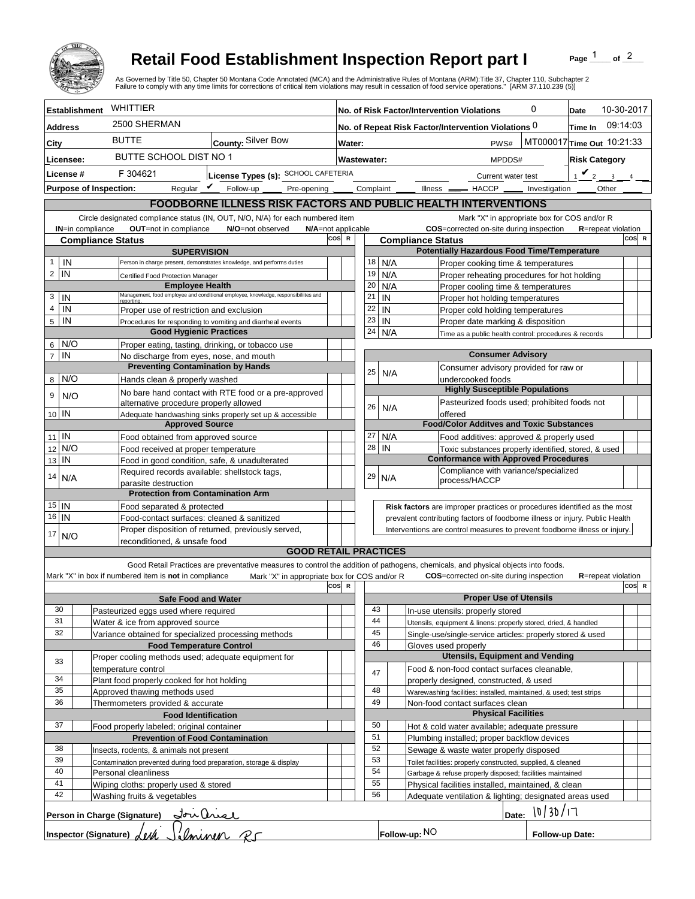# Retail Food Establishment Inspection Report part I

Page 1 of 2

As Governed by Title 50, Chapter 50 Montana Code Annotated (MCA) and the Administrative Rules of Montana (ARM):Title 37, Chapter 110, Subchapter 2
Failure to comply with any time limits for corrections of critical item violations may result in cessation of food service operations." [ARM 37.110.239 (5)]

| | | | | | |
|---|---|---|---|---|---|
| **Establishment** | WHITTIER | | **No. of Risk Factor/Intervention Violations** | 0 | **Date** 10-30-2017 |
| **Address** | 2500 SHERMAN | | **No. of Repeat Risk Factor/Intervention Violations** | 0 | **Time In** 09:14:03 |
| **City** | BUTTE | **County:** Silver Bow | **Water:** | PWS# MT000017 | **Time Out** 10:21:33 |
| **Licensee:** | BUTTE SCHOOL DIST NO 1 | | **Wastewater:** | MPDDS# | **Risk Category** |
| **License #** | F 304621 | **License Types (s):** SCHOOL CAFETERIA | | Current water test | 1 2 ✔ 3 4 |

**Purpose of Inspection:** Regular ✔ Follow-up ____ Pre-opening ____ Complaint ____ Illness ____ HACCP ____ Investigation ____ Other ____

## FOODBORNE ILLNESS RISK FACTORS AND PUBLIC HEALTH INTERVENTIONS

Circle designated compliance status (IN, OUT, N/O, N/A) for each numbered item — **IN**=in compliance **OUT**=not in compliance **N/O**=not observed **N/A**=not applicable

Mark "X" in appropriate box for COS and/or R — **COS**=corrected on-site during inspection **R**=repeat violation

| # | Compliance Status | Item | COS | R |
|---|---|---|---|---|
| | | **SUPERVISION** | | |
| 1 | IN | Person in charge present, demonstrates knowledge, and performs duties | | |
| 2 | IN | Certified Food Protection Manager | | |
| | | **Employee Health** | | |
| 3 | IN | Management, food employee and conditional employee, knowledge, responsibilities and reporting. | | |
| 4 | IN | Proper use of restriction and exclusion | | |
| 5 | IN | Procedures for responding to vomiting and diarrheal events | | |
| | | **Good Hygienic Practices** | | |
| 6 | N/O | Proper eating, tasting, drinking, or tobacco use | | |
| 7 | IN | No discharge from eyes, nose, and mouth | | |
| | | **Preventing Contamination by Hands** | | |
| 8 | N/O | Hands clean & properly washed | | |
| 9 | N/O | No bare hand contact with RTE food or a pre-approved alternative procedure properly allowed | | |
| 10 | IN | Adequate handwashing sinks properly set up & accessible | | |
| | | **Approved Source** | | |
| 11 | IN | Food obtained from approved source | | |
| 12 | N/O | Food received at proper temperature | | |
| 13 | IN | Food in good condition, safe, & unadulterated | | |
| 14 | N/A | Required records available: shellstock tags, parasite destruction | | |
| | | **Protection from Contamination Arm** | | |
| 15 | IN | Food separated & protected | | |
| 16 | IN | Food-contact surfaces: cleaned & sanitized | | |
| 17 | N/O | Proper disposition of returned, previously served, reconditioned, & unsafe food | | |
| | | **Potentially Hazardous Food Time/Temperature** | | |
| 18 | N/A | Proper cooking time & temperatures | | |
| 19 | N/A | Proper reheating procedures for hot holding | | |
| 20 | N/A | Proper cooling time & temperatures | | |
| 21 | IN | Proper hot holding temperatures | | |
| 22 | IN | Proper cold holding temperatures | | |
| 23 | IN | Proper date marking & disposition | | |
| 24 | N/A | Time as a public health control: procedures & records | | |
| | | **Consumer Advisory** | | |
| 25 | N/A | Consumer advisory provided for raw or undercooked foods | | |
| | | **Highly Susceptible Populations** | | |
| 26 | N/A | Pasteurized foods used; prohibited foods not offered | | |
| | | **Food/Color Additves and Toxic Substances** | | |
| 27 | N/A | Food additives: approved & properly used | | |
| 28 | IN | Toxic substances properly identified, stored, & used | | |
| | | **Conformance with Approved Procedures** | | |
| 29 | N/A | Compliance with variance/specialized process/HACCP | | |

**Risk factors** are improper practices or procedures identified as the most prevalent contributing factors of foodborne illness or injury. Public Health Interventions are control measures to prevent foodborne illness or injury.

## GOOD RETAIL PRACTICES

Good Retail Practices are preventative measures to control the addition of pathogens, chemicals, and physical objects into foods.

Mark "X" in box if numbered item is **not** in compliance — Mark "X" in appropriate box for COS and/or R — **COS**=corrected on-site during inspection **R**=repeat violation

| # | X | Item | COS | R |
|---|---|---|---|---|
| | | **Safe Food and Water** | | |
| 30 | | Pasteurized eggs used where required | | |
| 31 | | Water & ice from approved source | | |
| 32 | | Variance obtained for specialized processing methods | | |
| | | **Food Temperature Control** | | |
| 33 | | Proper cooling methods used; adequate equipment for temperature control | | |
| 34 | | Plant food properly cooked for hot holding | | |
| 35 | | Approved thawing methods used | | |
| 36 | | Thermometers provided & accurate | | |
| | | **Food Identification** | | |
| 37 | | Food properly labeled; original container | | |
| | | **Prevention of Food Contamination** | | |
| 38 | | Insects, rodents, & animals not present | | |
| 39 | | Contamination prevented during food preparation, storage & display | | |
| 40 | | Personal cleanliness | | |
| 41 | | Wiping cloths: properly used & stored | | |
| 42 | | Washing fruits & vegetables | | |
| | | **Proper Use of Utensils** | | |
| 43 | | In-use utensils: properly stored | | |
| 44 | | Utensils, equipment & linens: properly stored, dried, & handled | | |
| 45 | | Single-use/single-service articles: properly stored & used | | |
| 46 | | Gloves used properly | | |
| | | **Utensils, Equipment and Vending** | | |
| 47 | | Food & non-food contact surfaces cleanable, properly designed, constructed, & used | | |
| 48 | | Warewashing facilities: installed, maintained, & used; test strips | | |
| 49 | | Non-food contact surfaces clean | | |
| | | **Physical Facilities** | | |
| 50 | | Hot & cold water available; adequate pressure | | |
| 51 | | Plumbing installed; proper backflow devices | | |
| 52 | | Sewage & waste water properly disposed | | |
| 53 | | Toilet facilities: properly constructed, supplied, & cleaned | | |
| 54 | | Garbage & refuse properly disposed; facilities maintained | | |
| 55 | | Physical facilities installed, maintained, & clean | | |
| 56 | | Adequate ventilation & lighting; designated areas used | | |

**Person in Charge (Signature)** Lori Ariel **Date:** 10/30/17

**Inspector (Signature)** Leah Selminen RS **Follow-up:** NO **Follow-up Date:**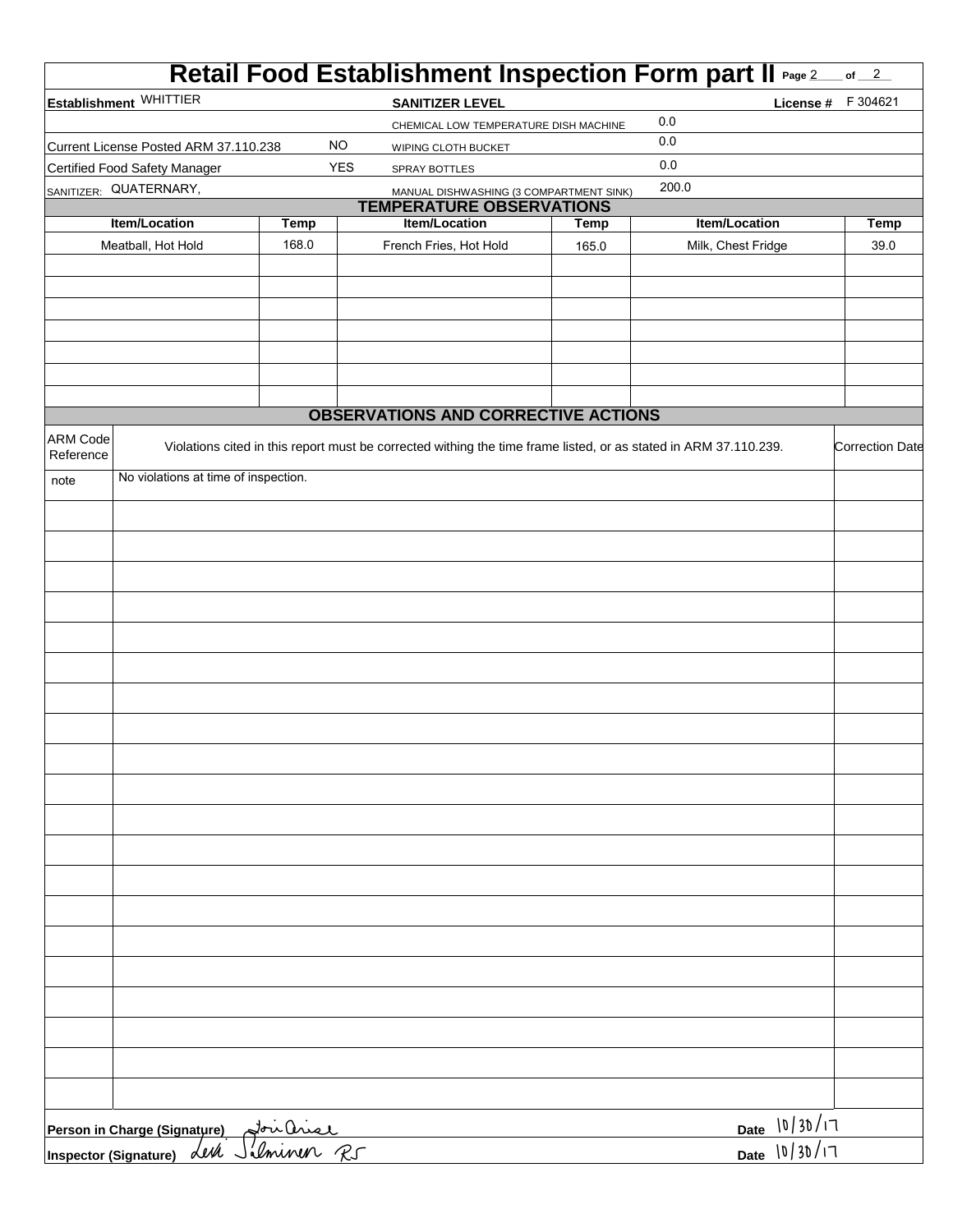# Retail Food Establishment Inspection Form part II

| | | | |
|---|---|---|---|
| **Establishment** WHITTIER | | **SANITIZER LEVEL** | **License #** F 304621 |
| | | CHEMICAL LOW TEMPERATURE DISH MACHINE | 0.0 |
| Current License Posted ARM 37.110.238 | NO | WIPING CLOTH BUCKET | 0.0 |
| Certified Food Safety Manager | YES | SPRAY BOTTLES | 0.0 |
| SANITIZER: QUATERNARY, | | MANUAL DISHWASHING (3 COMPARTMENT SINK) | 200.0 |

## TEMPERATURE OBSERVATIONS

| Item/Location | Temp | Item/Location | Temp | Item/Location | Temp |
|---|---|---|---|---|---|
| Meatball, Hot Hold | 168.0 | French Fries, Hot Hold | 165.0 | Milk, Chest Fridge | 39.0 |

## OBSERVATIONS AND CORRECTIVE ACTIONS

| ARM Code Reference | Violations cited in this report must be corrected withing the time frame listed, or as stated in ARM 37.110.239. | Correction Date |
|---|---|---|
| note | No violations at time of inspection. | |

**Person in Charge (Signature)** Tori Ariel **Date** 10/30/17

**Inspector (Signature)** Leah Salminen RS **Date** 10/30/17